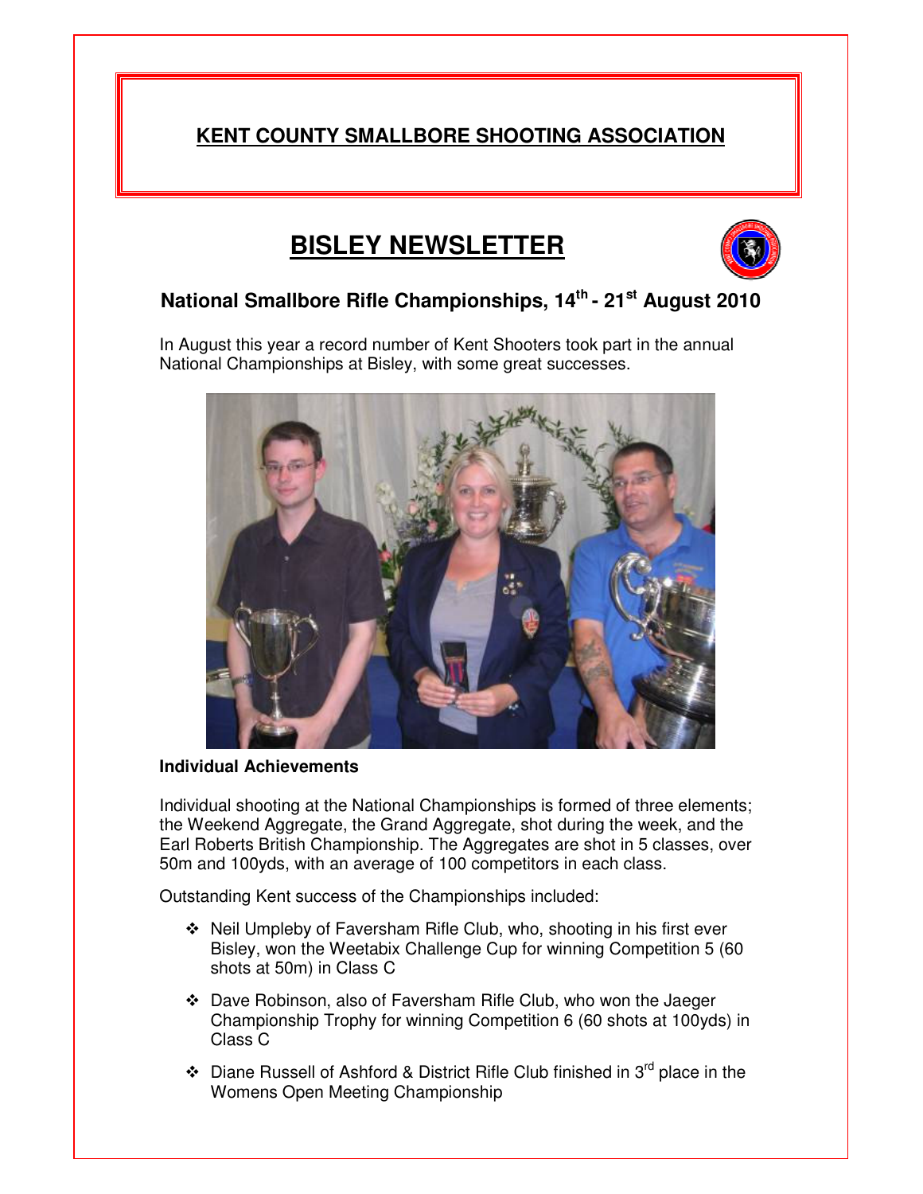# KENT COUNTY SMALLBORE SHOOTING ASSOCIATION

## BISLEY NEWSLETTER

### National Smallbore Rifle Championships, 14th - 21st August 2010

In August this year a record number of Kent Shooters took part in the annual National Championships at Bisley, with some great successes.

**Individual Achievements**

Individual shooting at the National Championships is formed of three elements; the Weekend Aggregate, the Grand Aggregate, shot during the week, and the Earl Roberts British Championship. The Aggregates are shot in 5 classes, over 50m and 100yds, with an average of 100 competitors in each class.

Outstanding Kent success of the Championships included:

- Neil Umpleby of Faversham Rifle Club, who, shooting in his first ever Bisley, won the Weetabix Challenge Cup for winning Competition 5 (60 shots at 50m) in Class C
- Dave Robinson, also of Faversham Rifle Club, who won the Jaeger Championship Trophy for winning Competition 6 (60 shots at 100yds) in Class C
- Diane Russell of Ashford & District Rifle Club finished in 3rd place in the Womens Open Meeting Championship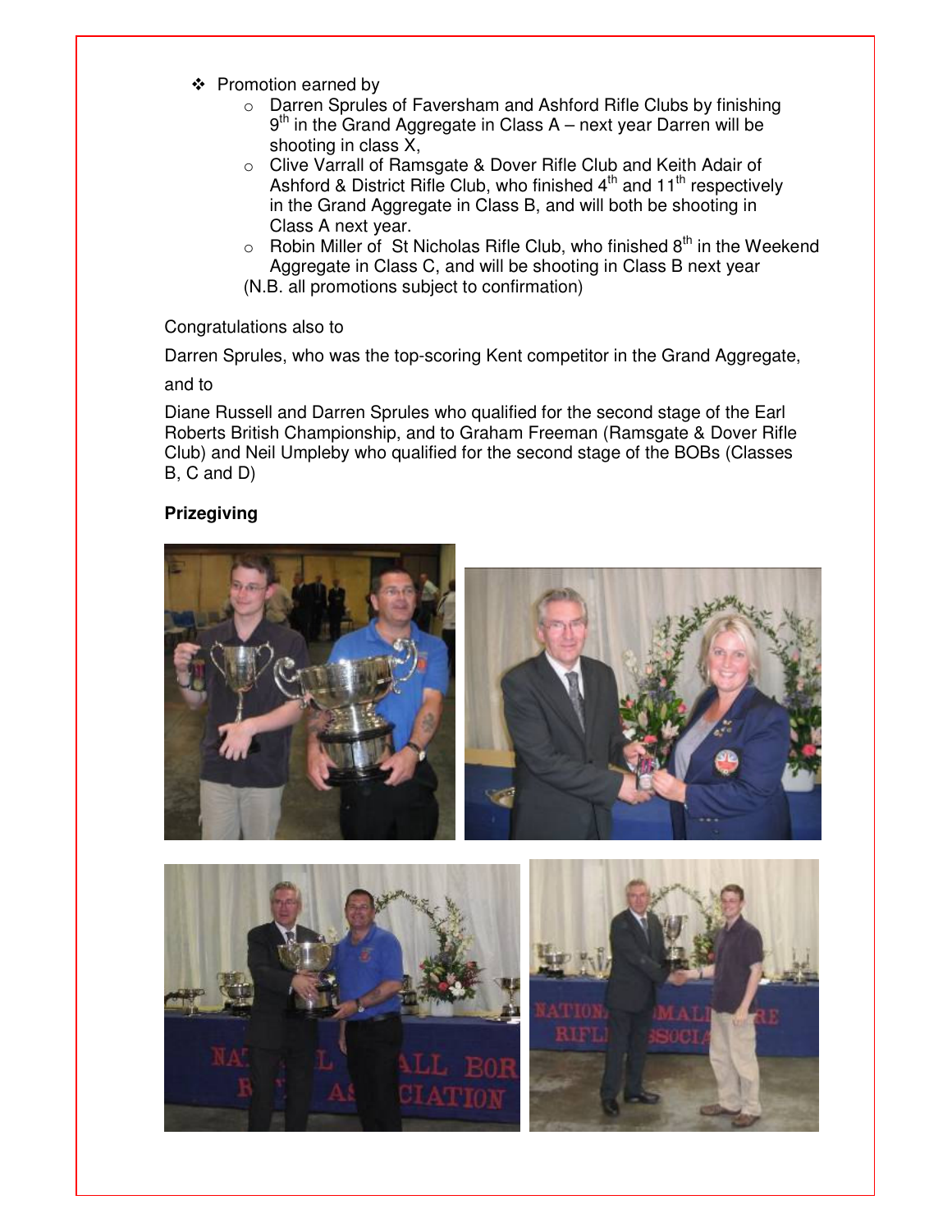- Promotion earned by
    - Darren Sprules of Faversham and Ashford Rifle Clubs by finishing 9th in the Grand Aggregate in Class A – next year Darren will be shooting in class X,
    - Clive Varrall of Ramsgate & Dover Rifle Club and Keith Adair of Ashford & District Rifle Club, who finished 4th and 11th respectively in the Grand Aggregate in Class B, and will both be shooting in Class A next year.
    - Robin Miller of St Nicholas Rifle Club, who finished 8th in the Weekend Aggregate in Class C, and will be shooting in Class B next year

  (N.B. all promotions subject to confirmation)

Congratulations also to

Darren Sprules, who was the top-scoring Kent competitor in the Grand Aggregate,

and to

Diane Russell and Darren Sprules who qualified for the second stage of the Earl Roberts British Championship, and to Graham Freeman (Ramsgate & Dover Rifle Club) and Neil Umpleby who qualified for the second stage of the BOBs (Classes B, C and D)

**Prizegiving**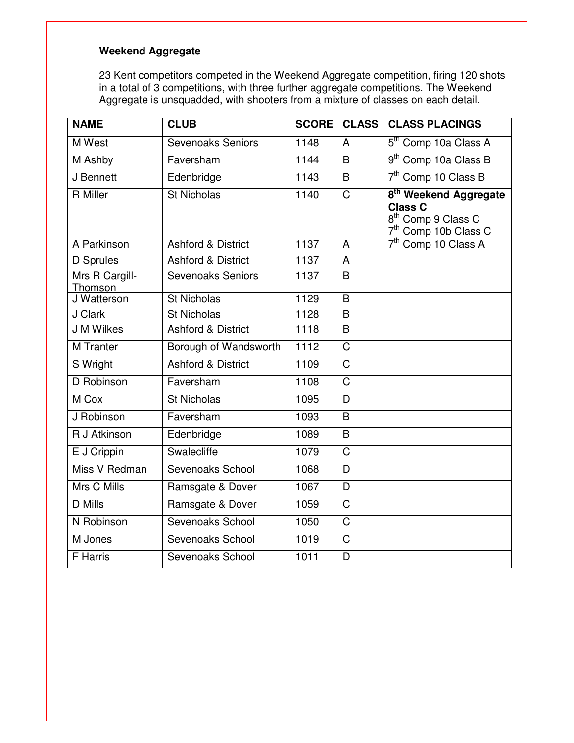**Weekend Aggregate**

23 Kent competitors competed in the Weekend Aggregate competition, firing 120 shots in a total of 3 competitions, with three further aggregate competitions. The Weekend Aggregate is unsquadded, with shooters from a mixture of classes on each detail.

| NAME | CLUB | SCORE | CLASS | CLASS PLACINGS |
|---|---|---|---|---|
| M West | Sevenoaks Seniors | 1148 | A | 5th Comp 10a Class A |
| M Ashby | Faversham | 1144 | B | 9th Comp 10a Class B |
| J Bennett | Edenbridge | 1143 | B | 7th Comp 10 Class B |
| R Miller | St Nicholas | 1140 | C | **8th Weekend Aggregate Class C**<br>8th Comp 9 Class C<br>7th Comp 10b Class C |
| A Parkinson | Ashford & District | 1137 | A | 7th Comp 10 Class A |
| D Sprules | Ashford & District | 1137 | A | |
| Mrs R Cargill-Thomson | Sevenoaks Seniors | 1137 | B | |
| J Watterson | St Nicholas | 1129 | B | |
| J Clark | St Nicholas | 1128 | B | |
| J M Wilkes | Ashford & District | 1118 | B | |
| M Tranter | Borough of Wandsworth | 1112 | C | |
| S Wright | Ashford & District | 1109 | C | |
| D Robinson | Faversham | 1108 | C | |
| M Cox | St Nicholas | 1095 | D | |
| J Robinson | Faversham | 1093 | B | |
| R J Atkinson | Edenbridge | 1089 | B | |
| E J Crippin | Swalecliffe | 1079 | C | |
| Miss V Redman | Sevenoaks School | 1068 | D | |
| Mrs C Mills | Ramsgate & Dover | 1067 | D | |
| D Mills | Ramsgate & Dover | 1059 | C | |
| N Robinson | Sevenoaks School | 1050 | C | |
| M Jones | Sevenoaks School | 1019 | C | |
| F Harris | Sevenoaks School | 1011 | D | |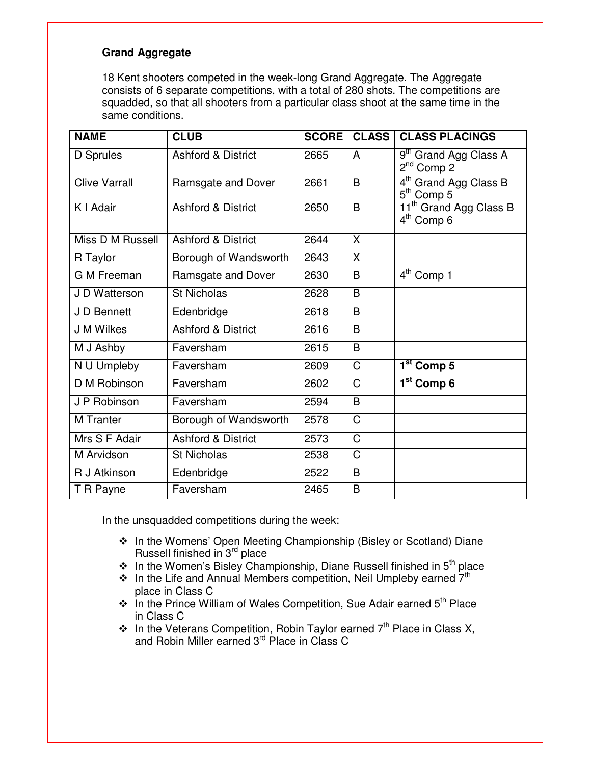## Grand Aggregate

18 Kent shooters competed in the week-long Grand Aggregate. The Aggregate consists of 6 separate competitions, with a total of 280 shots. The competitions are squadded, so that all shooters from a particular class shoot at the same time in the same conditions.

| NAME | CLUB | SCORE | CLASS | CLASS PLACINGS |
|---|---|---|---|---|
| D Sprules | Ashford & District | 2665 | A | 9th Grand Agg Class A<br>2nd Comp 2 |
| Clive Varrall | Ramsgate and Dover | 2661 | B | 4th Grand Agg Class B<br>5th Comp 5 |
| K I Adair | Ashford & District | 2650 | B | 11th Grand Agg Class B<br>4th Comp 6 |
| Miss D M Russell | Ashford & District | 2644 | X | |
| R Taylor | Borough of Wandsworth | 2643 | X | |
| G M Freeman | Ramsgate and Dover | 2630 | B | 4th Comp 1 |
| J D Watterson | St Nicholas | 2628 | B | |
| J D Bennett | Edenbridge | 2618 | B | |
| J M Wilkes | Ashford & District | 2616 | B | |
| M J Ashby | Faversham | 2615 | B | |
| N U Umpleby | Faversham | 2609 | C | **1st Comp 5** |
| D M Robinson | Faversham | 2602 | C | **1st Comp 6** |
| J P Robinson | Faversham | 2594 | B | |
| M Tranter | Borough of Wandsworth | 2578 | C | |
| Mrs S F Adair | Ashford & District | 2573 | C | |
| M Arvidson | St Nicholas | 2538 | C | |
| R J Atkinson | Edenbridge | 2522 | B | |
| T R Payne | Faversham | 2465 | B | |

In the unsquadded competitions during the week:

- In the Womens' Open Meeting Championship (Bisley or Scotland) Diane Russell finished in 3rd place
- In the Women's Bisley Championship, Diane Russell finished in 5th place
- In the Life and Annual Members competition, Neil Umpleby earned 7th place in Class C
- In the Prince William of Wales Competition, Sue Adair earned 5th Place in Class C
- In the Veterans Competition, Robin Taylor earned 7th Place in Class X, and Robin Miller earned 3rd Place in Class C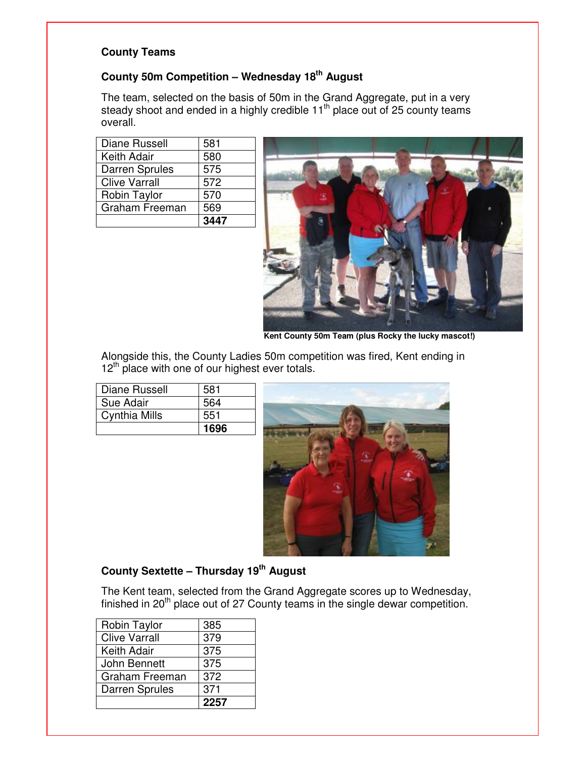**County Teams**

**County 50m Competition – Wednesday 18th August**

The team, selected on the basis of 50m in the Grand Aggregate, put in a very steady shoot and ended in a highly credible 11th place out of 25 county teams overall.

| | |
|---|---|
| Diane Russell | 581 |
| Keith Adair | 580 |
| Darren Sprules | 575 |
| Clive Varrall | 572 |
| Robin Taylor | 570 |
| Graham Freeman | 569 |
| | **3447** |

**Kent County 50m Team (plus Rocky the lucky mascot!)**

Alongside this, the County Ladies 50m competition was fired, Kent ending in 12th place with one of our highest ever totals.

| | |
|---|---|
| Diane Russell | 581 |
| Sue Adair | 564 |
| Cynthia Mills | 551 |
| | **1696** |

**County Sextette – Thursday 19th August**

The Kent team, selected from the Grand Aggregate scores up to Wednesday, finished in 20th place out of 27 County teams in the single dewar competition.

| | |
|---|---|
| Robin Taylor | 385 |
| Clive Varrall | 379 |
| Keith Adair | 375 |
| John Bennett | 375 |
| Graham Freeman | 372 |
| Darren Sprules | 371 |
| | **2257** |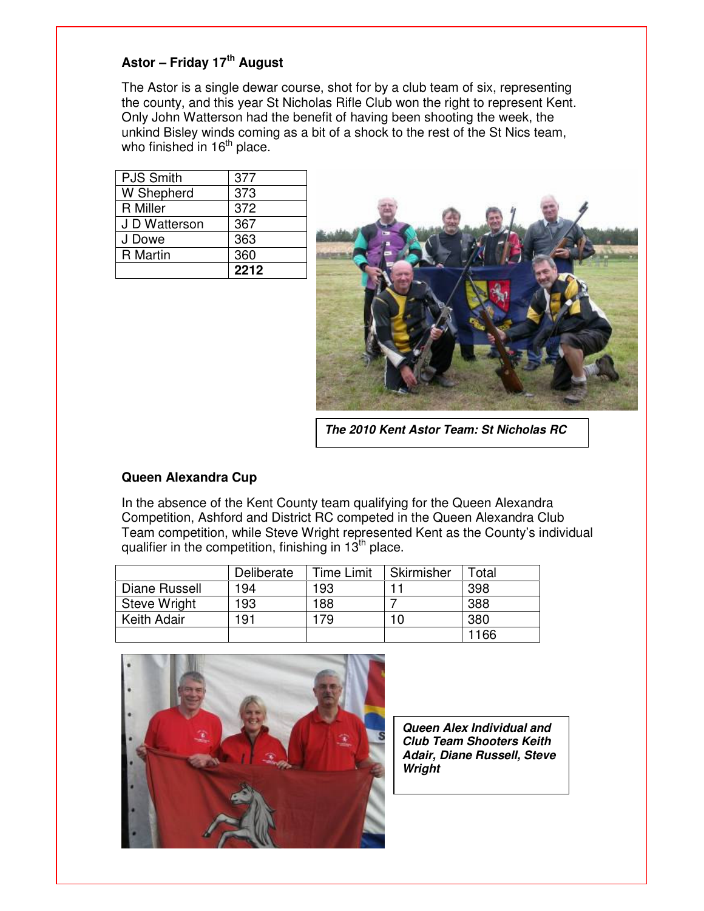### Astor – Friday 17th August

The Astor is a single dewar course, shot for by a club team of six, representing the county, and this year St Nicholas Rifle Club won the right to represent Kent. Only John Watterson had the benefit of having been shooting the week, the unkind Bisley winds coming as a bit of a shock to the rest of the St Nics team, who finished in 16th place.

| | |
|---|---|
| PJS Smith | 377 |
| W Shepherd | 373 |
| R Miller | 372 |
| J D Watterson | 367 |
| J Dowe | 363 |
| R Martin | 360 |
| | **2212** |

***The 2010 Kent Astor Team: St Nicholas RC***

### Queen Alexandra Cup

In the absence of the Kent County team qualifying for the Queen Alexandra Competition, Ashford and District RC competed in the Queen Alexandra Club Team competition, while Steve Wright represented Kent as the County's individual qualifier in the competition, finishing in 13th place.

| | Deliberate | Time Limit | Skirmisher | Total |
|---|---|---|---|---|
| Diane Russell | 194 | 193 | 11 | 398 |
| Steve Wright | 193 | 188 | 7 | 388 |
| Keith Adair | 191 | 179 | 10 | 380 |
| | | | | 1166 |

***Queen Alex Individual and Club Team Shooters Keith Adair, Diane Russell, Steve Wright***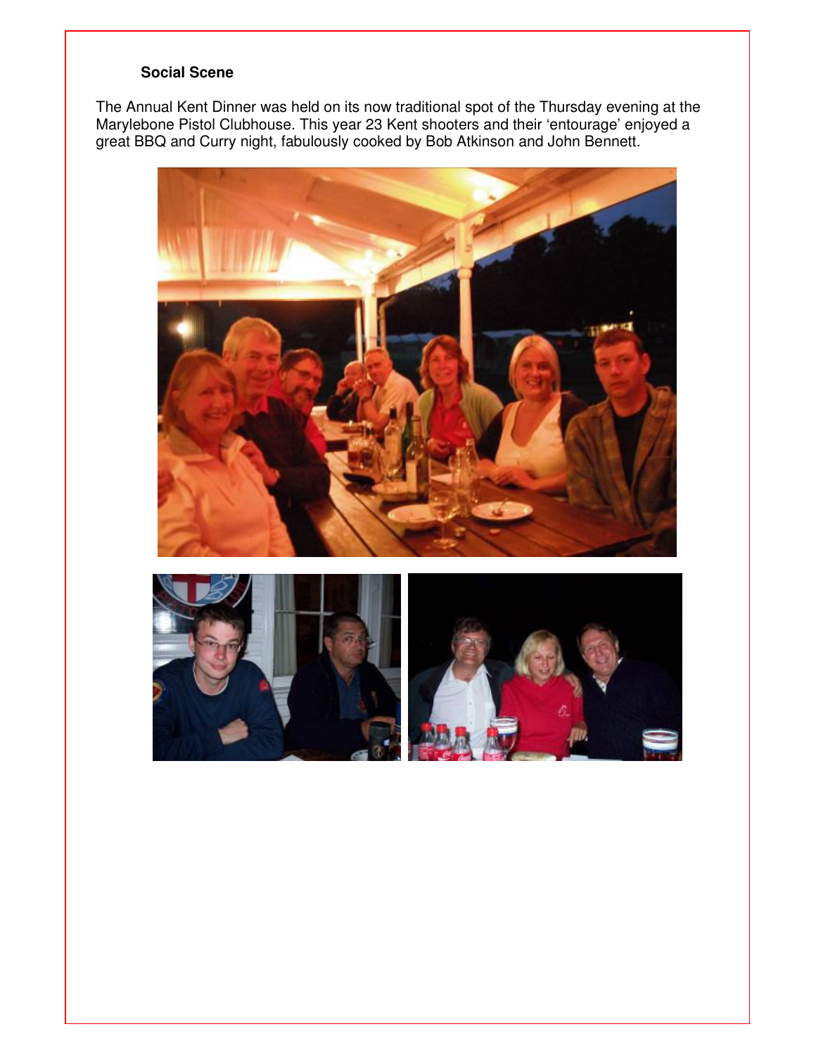### Social Scene

The Annual Kent Dinner was held on its now traditional spot of the Thursday evening at the Marylebone Pistol Clubhouse. This year 23 Kent shooters and their 'entourage' enjoyed a great BBQ and Curry night, fabulously cooked by Bob Atkinson and John Bennett.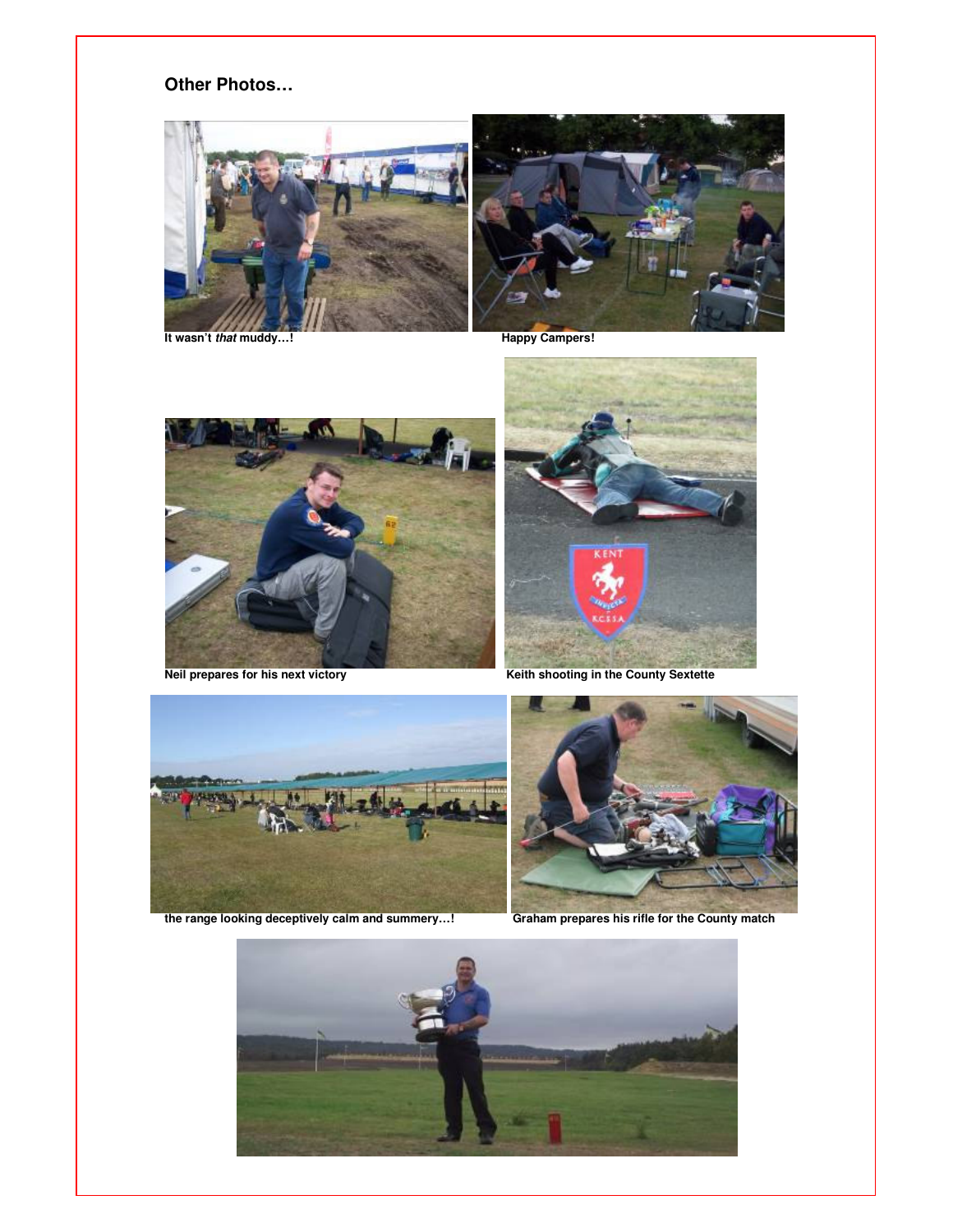## Other Photos…

It wasn't *that* muddy…!

Happy Campers!

Neil prepares for his next victory

Keith shooting in the County Sextette

the range looking deceptively calm and summery…!

Graham prepares his rifle for the County match